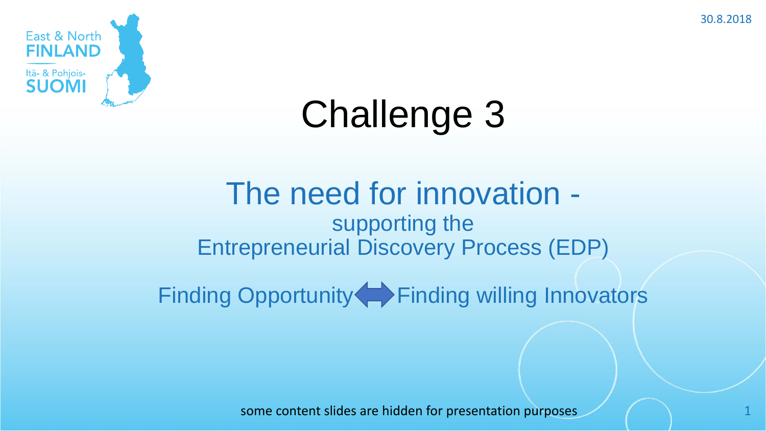East & North FINLAND

Itä- & Pohjois-SUOMI

30.8.2018

# Challenge 3

## The need for innovation - supporting the Entrepreneurial Discovery Process (EDP)

Finding Opportunity ⇔ Finding willing Innovators

some content slides are hidden for presentation purposes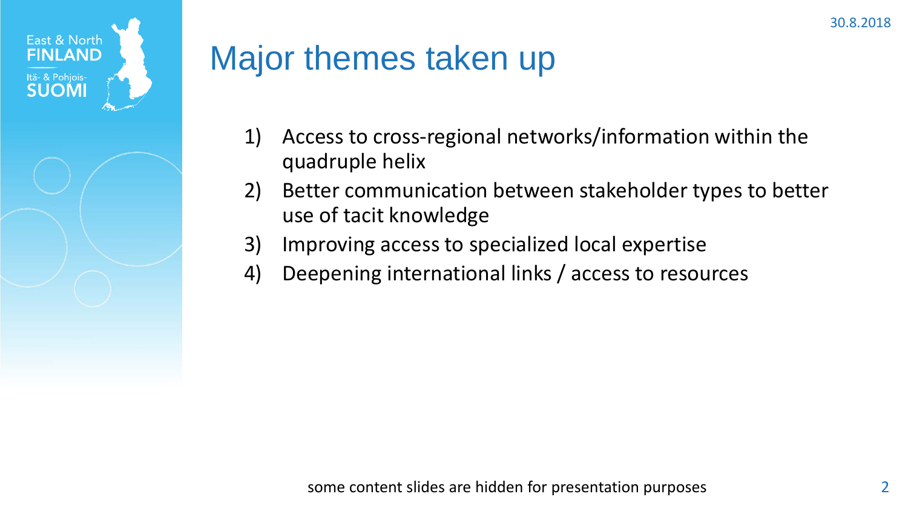# Major themes taken up

1) Access to cross-regional networks/information within the quadruple helix
2) Better communication between stakeholder types to better use of tacit knowledge
3) Improving access to specialized local expertise
4) Deepening international links / access to resources

some content slides are hidden for presentation purposes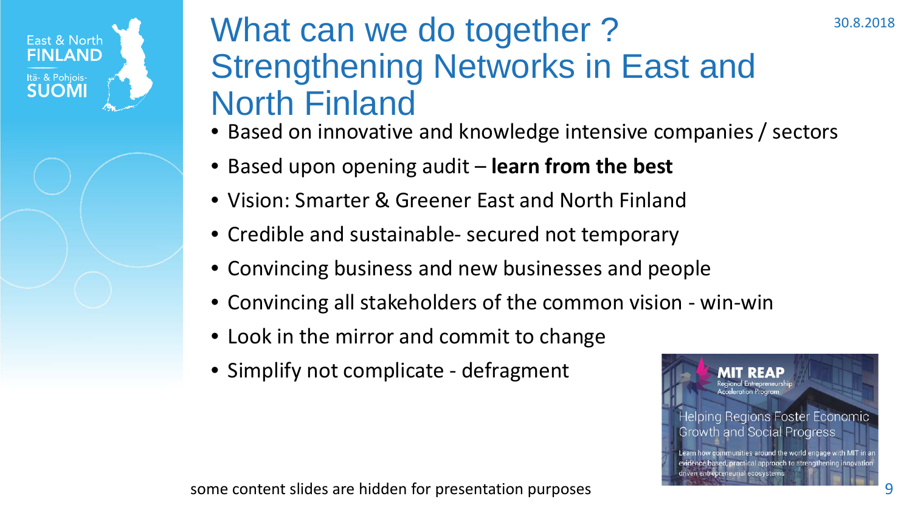# What can we do together ? Strengthening Networks in East and North Finland

- Based on innovative and knowledge intensive companies / sectors
- Based upon opening audit – **learn from the best**
- Vision: Smarter & Greener East and North Finland
- Credible and sustainable- secured not temporary
- Convincing business and new businesses and people
- Convincing all stakeholders of the common vision - win-win
- Look in the mirror and commit to change
- Simplify not complicate - defragment

MIT REAP
Regional Entrepreneurship Acceleration Program

Helping Regions Foster Economic Growth and Social Progress

Learn how communities around the world engage with MIT in an evidence based, practical approach to strengthening innovation driven entrepreneurial ecosystems

some content slides are hidden for presentation purposes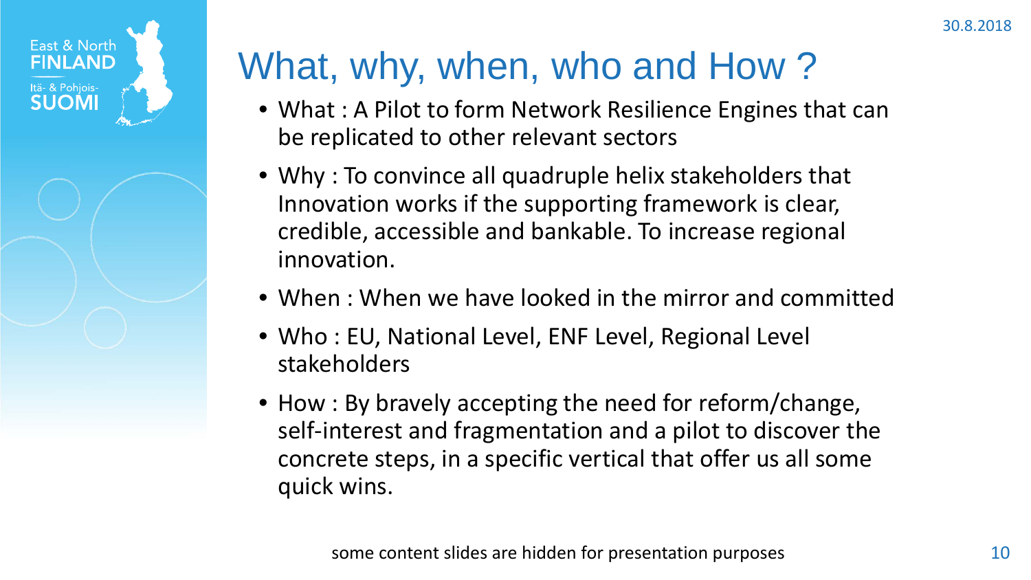# What, why, when, who and How ?

- What : A Pilot to form Network Resilience Engines that can be replicated to other relevant sectors
- Why : To convince all quadruple helix stakeholders that Innovation works if the supporting framework is clear, credible, accessible and bankable. To increase regional innovation.
- When : When we have looked in the mirror and committed
- Who : EU, National Level, ENF Level, Regional Level stakeholders
- How : By bravely accepting the need for reform/change, self-interest and fragmentation and a pilot to discover the concrete steps, in a specific vertical that offer us all some quick wins.

some content slides are hidden for presentation purposes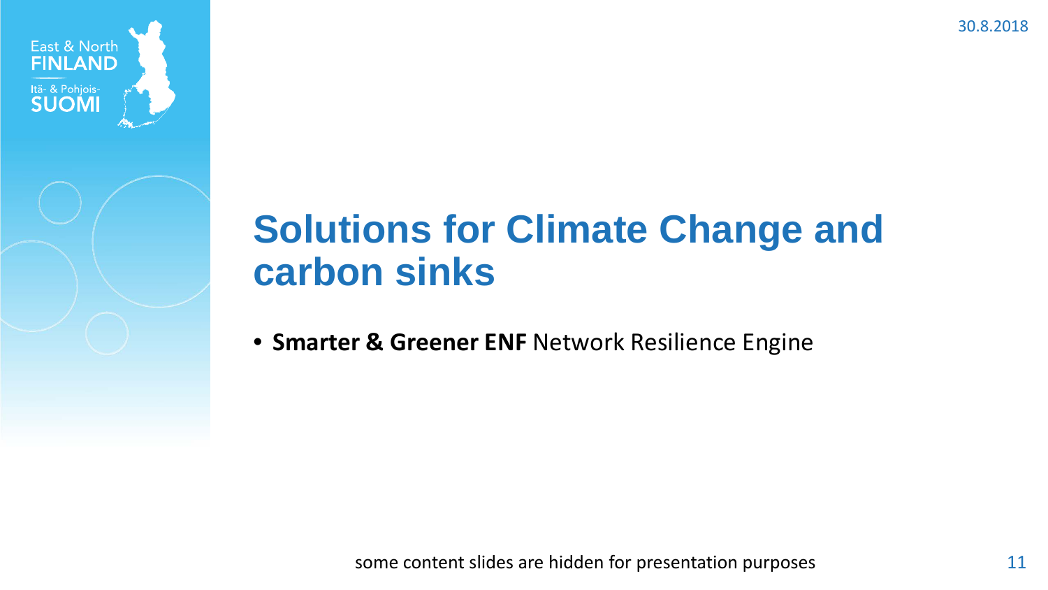# Solutions for Climate Change and carbon sinks

- **Smarter & Greener ENF** Network Resilience Engine

some content slides are hidden for presentation purposes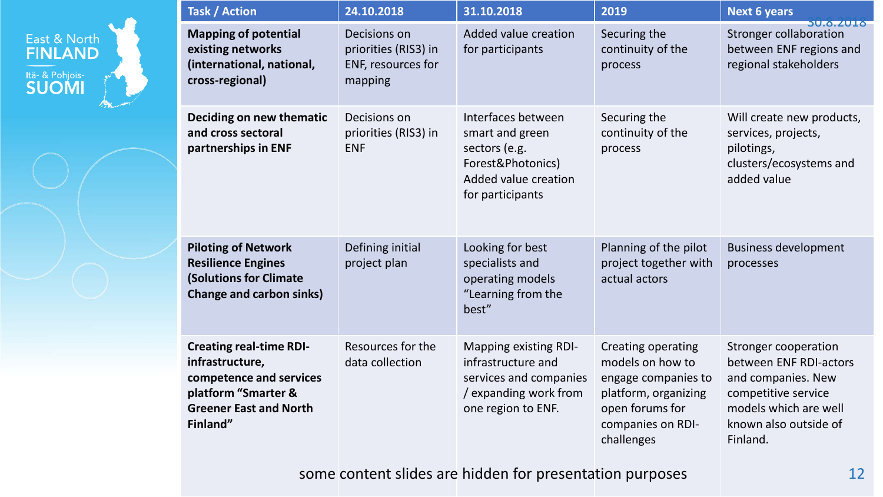| Task / Action | 24.10.2018 | 31.10.2018 | 2019 | Next 6 years |
|---|---|---|---|---|
| **Mapping of potential existing networks (international, national, cross-regional)** | Decisions on priorities (RIS3) in ENF, resources for mapping | Added value creation for participants | Securing the continuity of the process | Stronger collaboration between ENF regions and regional stakeholders |
| **Deciding on new thematic and cross sectoral partnerships in ENF** | Decisions on priorities (RIS3) in ENF | Interfaces between smart and green sectors (e.g. Forest&Photonics) Added value creation for participants | Securing the continuity of the process | Will create new products, services, projects, pilotings, clusters/ecosystems and added value |
| **Piloting of Network Resilience Engines (Solutions for Climate Change and carbon sinks)** | Defining initial project plan | Looking for best specialists and operating models "Learning from the best" | Planning of the pilot project together with actual actors | Business development processes |
| **Creating real-time RDI-infrastructure, competence and services platform "Smarter & Greener East and North Finland"** | Resources for the data collection | Mapping existing RDI-infrastructure and services and companies / expanding work from one region to ENF. | Creating operating models on how to engage companies to platform, organizing open forums for companies on RDI-challenges | Stronger cooperation between ENF RDI-actors and companies. New competitive service models which are well known also outside of Finland. |

some content slides are hidden for presentation purposes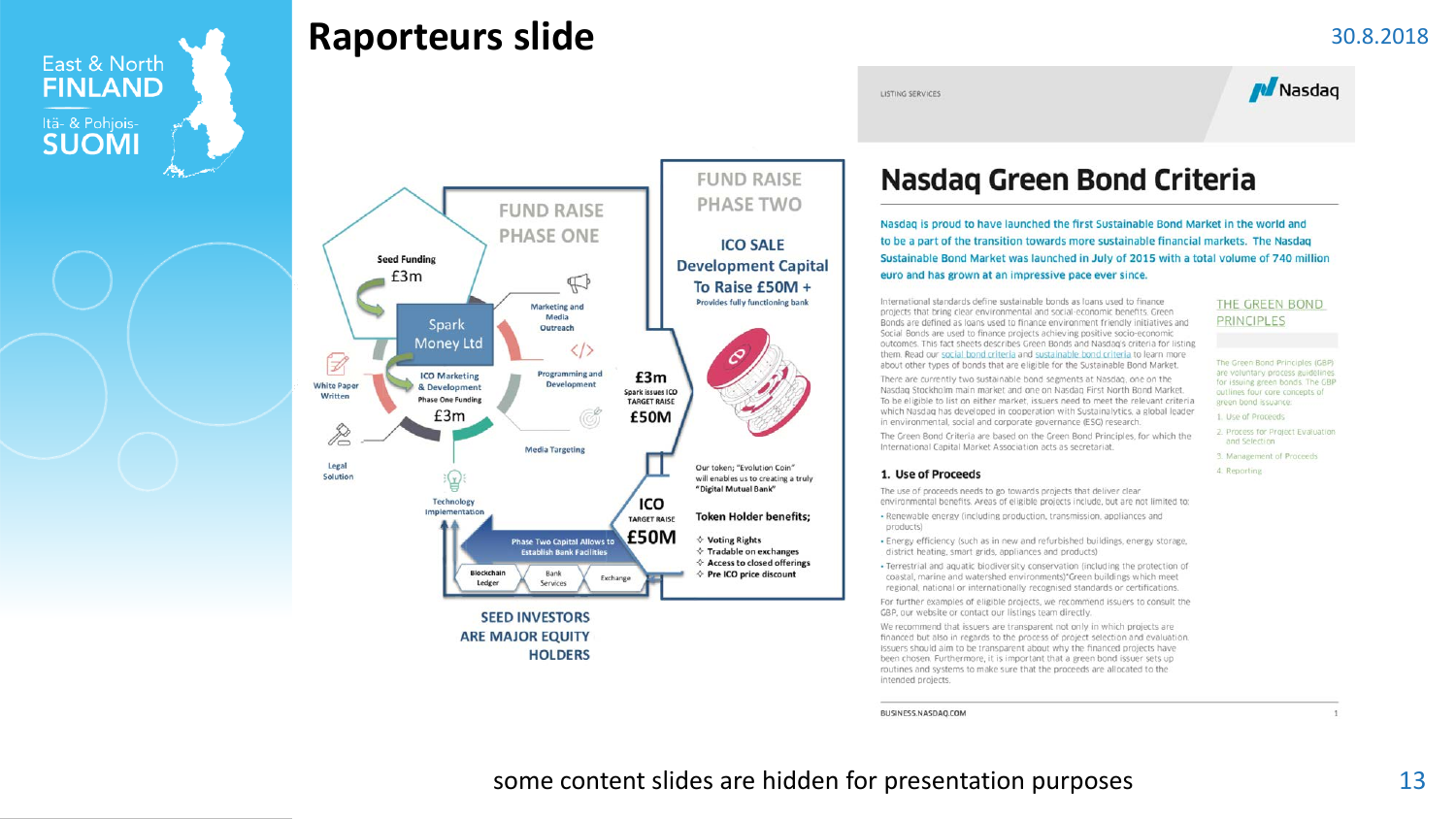# Raporteurs slide

30.8.2018

FUND RAISE PHASE ONE

Seed Funding
£3m

Spark Money Ltd

Marketing and Media Outreach

Programming and Development

White Paper Written

ICO Marketing & Development
Phase One Funding
£3m

Legal Solution

Media Targeting

Technology Implementation

Phase Two Capital Allows to Establish Bank Facilities

Blockchain Ledger

Bank Services

Exchange

SEED INVESTORS ARE MAJOR EQUITY HOLDERS

FUND RAISE PHASE TWO

ICO SALE
Development Capital
To Raise £50M +
Provides fully functioning bank

£3m
Spark issues ICO
TARGET RAISE
£50M

Our token; "Evolution Coin" will enables us to creating a truly "Digital Mutual Bank"

ICO
TARGET RAISE
£50M

Token Holder benefits;

- Voting Rights
- Tradable on exchanges
- Access to closed offerings
- Pre ICO price discount

LISTING SERVICES

Nasdaq

## Nasdaq Green Bond Criteria

Nasdaq is proud to have launched the first Sustainable Bond Market in the world and to be a part of the transition towards more sustainable financial markets. The Nasdaq Sustainable Bond Market was launched in July of 2015 with a total volume of 740 million euro and has grown at an impressive pace ever since.

International standards define sustainable bonds as loans used to finance projects that bring clear environmental and social-economic benefits. Green Bonds are defined as loans used to finance environment friendly initiatives and Social Bonds are used to finance projects achieving positive socio-economic outcomes. This fact sheets describes Green Bonds and Nasdaq's criteria for listing them. Read our social bond criteria and sustainable bond criteria to learn more about other types of bonds that are eligible for the Sustainable Bond Market.

There are currently two sustainable bond segments at Nasdaq, one on the Nasdaq Stockholm main market and one on Nasdaq First North Bond Market. To be eligible to list on either market, issuers need to meet the relevant criteria which Nasdaq has developed in cooperation with Sustainalytics, a global leader in environmental, social and corporate governance (ESG) research.

The Green Bond Criteria are based on the Green Bond Principles, for which the International Capital Market Association acts as secretariat.

### 1. Use of Proceeds

The use of proceeds needs to go towards projects that deliver clear environmental benefits. Areas of eligible projects include, but are not limited to:

- Renewable energy (including production, transmission, appliances and products)
- Energy efficiency (such as in new and refurbished buildings, energy storage, district heating, smart grids, appliances and products)
- Terrestrial and aquatic biodiversity conservation (including the protection of coastal, marine and watershed environments)"Green buildings which meet regional, national or internationally recognised standards or certifications.

For further examples of eligible projects, we recommend issuers to consult the GBP, our website or contact our listings team directly.

We recommend that issuers are transparent not only in which projects are financed but also in regards to the process of project selection and evaluation. Issuers should aim to be transparent about why the financed projects have been chosen. Furthermore, it is important that a green bond issuer sets up routines and systems to make sure that the proceeds are allocated to the intended projects.

THE GREEN BOND PRINCIPLES

The Green Bond Principles (GBP) are voluntary process guidelines for issuing green bonds. The GBP outlines four core concepts of green bond issuance.

1. Use of Proceeds
2. Process for Project Evaluation and Selection
3. Management of Proceeds
4. Reporting

BUSINESS.NASDAQ.COM

some content slides are hidden for presentation purposes